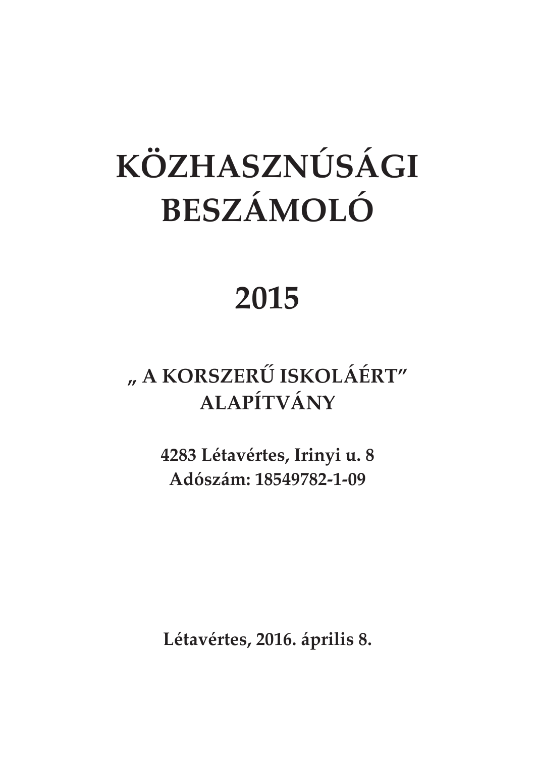# KÖZHASZNÚSÁGI BESZÁMOLÓ

# 2015

## „ A KORSZERŰ ISKOLÁÉRT" ALAPÍTVÁNY

**4283 Létavértes, Irinyi u. 8**
**Adószám: 18549782-1-09**

**Létavértes, 2016. április 8.**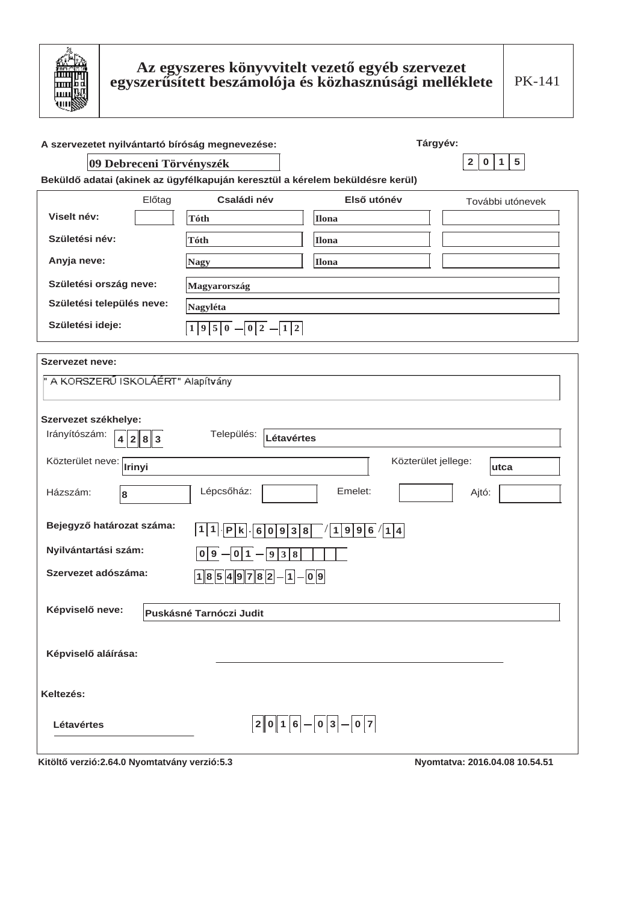# Az egyszeres könyvvitelt vezető egyéb szervezet egyszerűsített beszámolója és közhasznúsági melléklete

PK-141

**A szervezetet nyilvántartó bíróság megnevezése:** 09 Debreceni Törvényszék

**Tárgyév:** 2015

**Beküldő adatai (akinek az ügyfélkapuján keresztül a kérelem beküldésre kerül)**

| | Előtag | Családi név | Első utónév | További utónevek |
|---|---|---|---|---|
| Viselt név: | | Tóth | Ilona | |
| Születési név: | | Tóth | Ilona | |
| Anyja neve: | | Nagy | Ilona | |

**Születési ország neve:** Magyarország

**Születési település neve:** Nagyléta

**Születési ideje:** 1950 – 02 – 12

**Szervezet neve:**

" A KORSZERŰ ISKOLÁÉRT" Alapítvány

**Szervezet székhelye:**

Irányítószám: 4283 Település: Létavértes

Közterület neve: Irinyi Közterület jellege: utca

Házszám: 8 Lépcsőház: Emelet: Ajtó:

**Bejegyző határozat száma:** 11.Pk.60938/1996/14

**Nyilvántartási szám:** 09 – 01 – 938

**Szervezet adószáma:** 18549782 – 1 – 09

**Képviselő neve:** Puskásné Tarnóczi Judit

**Képviselő aláírása:**

**Keltezés:**

Létavértes 2016 – 03 – 07

Kitöltő verzió:2.64.0 Nyomtatvány verzió:5.3 Nyomtatva: 2016.04.08 10.54.51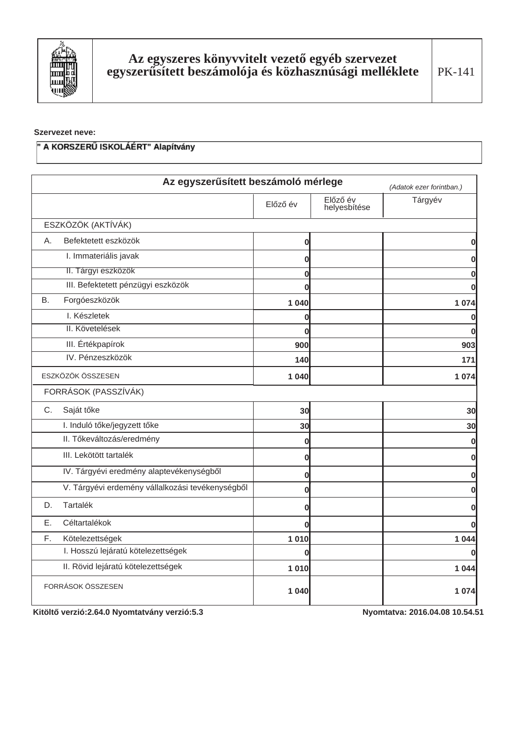| Az egyszeres könyvvitelt vezető egyéb szervezet egyszerűsített beszámolója és közhasznúsági melléklete | PK-141 |
|---|---|

**Szervezet neve:**

" A KORSZERŰ ISKOLÁÉRT" Alapítvány

## Az egyszerűsített beszámoló mérlege

*(Adatok ezer forintban.)*

| | Előző év | Előző év helyesbítése | Tárgyév |
|---|---|---|---|
| ESZKÖZÖK (AKTÍVÁK) | | | |
| A. Befektetett eszközök | 0 | | 0 |
| I. Immateriális javak | 0 | | 0 |
| II. Tárgyi eszközök | 0 | | 0 |
| III. Befektetett pénzügyi eszközök | 0 | | 0 |
| B. Forgóeszközök | 1 040 | | 1 074 |
| I. Készletek | 0 | | 0 |
| II. Követelések | 0 | | 0 |
| III. Értékpapírok | 900 | | 903 |
| IV. Pénzeszközök | 140 | | 171 |
| ESZKÖZÖK ÖSSZESEN | 1 040 | | 1 074 |
| FORRÁSOK (PASSZÍVÁK) | | | |
| C. Saját tőke | 30 | | 30 |
| I. Induló tőke/jegyzett tőke | 30 | | 30 |
| II. Tőkeváltozás/eredmény | 0 | | 0 |
| III. Lekötött tartalék | 0 | | 0 |
| IV. Tárgyévi eredmény alaptevékenységből | 0 | | 0 |
| V. Tárgyévi erdemény vállalkozási tevékenységből | 0 | | 0 |
| D. Tartalék | 0 | | 0 |
| E. Céltartalékok | 0 | | 0 |
| F. Kötelezettségek | 1 010 | | 1 044 |
| I. Hosszú lejáratú kötelezettségek | 0 | | 0 |
| II. Rövid lejáratú kötelezettségek | 1 010 | | 1 044 |
| FORRÁSOK ÖSSZESEN | 1 040 | | 1 074 |

**Kitöltő verzió:2.64.0 Nyomtatvány verzió:5.3** **Nyomtatva: 2016.04.08 10.54.51**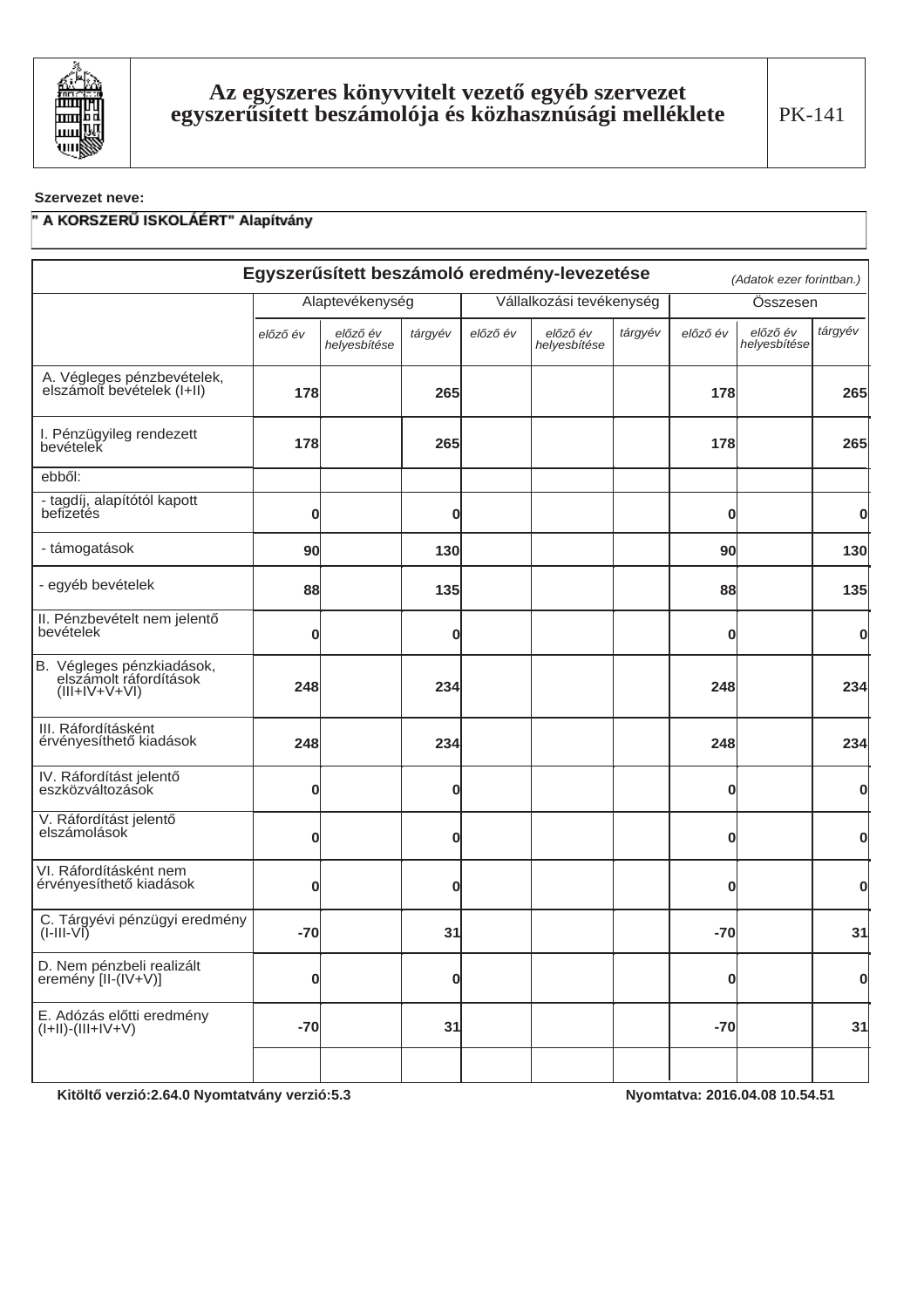# Az egyszeres könyvvitelt vezető egyéb szervezet egyszerűsített beszámolója és közhasznúsági melléklete

PK-141

**Szervezet neve:**

**" A KORSZERŰ ISKOLÁÉRT" Alapítvány**

## Egyszerűsített beszámoló eredmény-levezetése

*(Adatok ezer forintban.)*

| | Alaptevékenység | | | Vállalkozási tevékenység | | | Összesen | | |
|---|---|---|---|---|---|---|---|---|---|
| | *előző év* | *előző év helyesbítése* | *tárgyév* | *előző év* | *előző év helyesbítése* | *tárgyév* | *előző év* | *előző év helyesbítése* | *tárgyév* |
| A. Végleges pénzbevételek, elszámolt bevételek (I+II) | 178 | | 265 | | | | 178 | | 265 |
| I. Pénzügyileg rendezett bevételek | 178 | | 265 | | | | 178 | | 265 |
| ebből: | | | | | | | | | |
| - tagdíj, alapítótól kapott befizetés | 0 | | 0 | | | | 0 | | 0 |
| - támogatások | 90 | | 130 | | | | 90 | | 130 |
| - egyéb bevételek | 88 | | 135 | | | | 88 | | 135 |
| II. Pénzbevételt nem jelentő bevételek | 0 | | 0 | | | | 0 | | 0 |
| B. Végleges pénzkiadások, elszámolt ráfordítások (III+IV+V+VI) | 248 | | 234 | | | | 248 | | 234 |
| III. Ráfordításként érvényesíthető kiadások | 248 | | 234 | | | | 248 | | 234 |
| IV. Ráfordítást jelentő eszközváltozások | 0 | | 0 | | | | 0 | | 0 |
| V. Ráfordítást jelentő elszámolások | 0 | | 0 | | | | 0 | | 0 |
| VI. Ráfordításként nem érvényesíthető kiadások | 0 | | 0 | | | | 0 | | 0 |
| C. Tárgyévi pénzügyi eredmény (I-III-VI) | -70 | | 31 | | | | -70 | | 31 |
| D. Nem pénzbeli realizált eremény [II-(IV+V)] | 0 | | 0 | | | | 0 | | 0 |
| E. Adózás előtti eredmény (I+II)-(III+IV+V) | -70 | | 31 | | | | -70 | | 31 |
| | | | | | | | | | |

Kitöltő verzió:2.64.0 Nyomtatvány verzió:5.3

Nyomtatva: 2016.04.08 10.54.51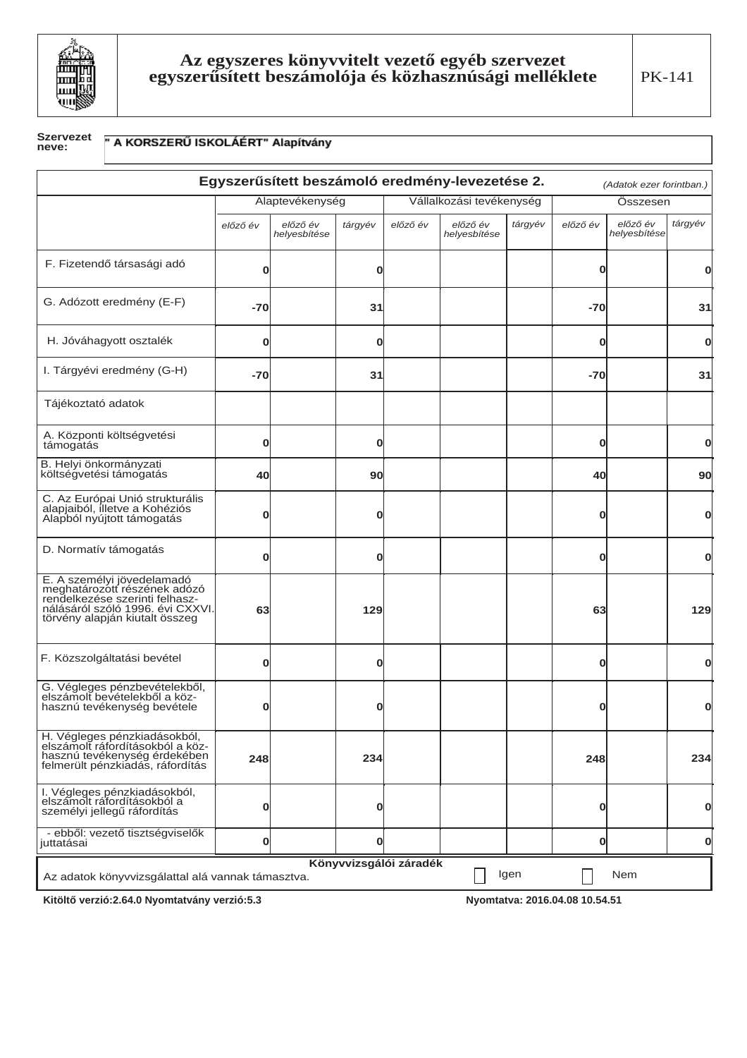# Az egyszeres könyvvitelt vezető egyéb szervezet egyszerűsített beszámolója és közhasznúsági melléklete

PK-141

**Szervezet neve:** " A KORSZERŰ ISKOLÁÉRT" Alapítvány

## Egyszerűsített beszámoló eredmény-levezetése 2.

*(Adatok ezer forintban.)*

| | Alaptevékenység | | | Vállalkozási tevékenység | | | Összesen | | |
|---|---|---|---|---|---|---|---|---|---|
| | *előző év* | *előző év helyesbítése* | *tárgyév* | *előző év* | *előző év helyesbítése* | *tárgyév* | *előző év* | *előző év helyesbítése* | *tárgyév* |
| F. Fizetendő társasági adó | **0** | | **0** | | | | **0** | | **0** |
| G. Adózott eredmény (E-F) | **-70** | | **31** | | | | **-70** | | **31** |
| H. Jóváhagyott osztalék | **0** | | **0** | | | | **0** | | **0** |
| I. Tárgyévi eredmény (G-H) | **-70** | | **31** | | | | **-70** | | **31** |
| Tájékoztató adatok | | | | | | | | | |
| A. Központi költségvetési támogatás | **0** | | **0** | | | | **0** | | **0** |
| B. Helyi önkormányzati költségvetési támogatás | **40** | | **90** | | | | **40** | | **90** |
| C. Az Európai Unió strukturális alapjaiból, illetve a Kohéziós Alapból nyújtott támogatás | **0** | | **0** | | | | **0** | | **0** |
| D. Normatív támogatás | **0** | | **0** | | | | **0** | | **0** |
| E. A személyi jövedelamadó meghatározott részének adózó rendelkezése szerinti felhasználásáról szóló 1996. évi CXXVI. törvény alapján kiutalt összeg | **63** | | **129** | | | | **63** | | **129** |
| F. Közszolgáltatási bevétel | **0** | | **0** | | | | **0** | | **0** |
| G. Végleges pénzbevételekből, elszámolt bevételekből a közhasznú tevékenység bevétele | **0** | | **0** | | | | **0** | | **0** |
| H. Végleges pénzkiadásokból, elszámolt ráfordításokból a közhasznú tevékenység érdekében felmerült pénzkiadás, ráfordítás | **248** | | **234** | | | | **248** | | **234** |
| I. Végleges pénzkiadásokból, elszámolt ráfordításokból a személyi jellegű ráfordítás | **0** | | **0** | | | | **0** | | **0** |
| - ebből: vezető tisztségviselők juttatásai | **0** | | **0** | | | | **0** | | **0** |

**Könyvvizsgálói záradék**

Az adatok könyvvizsgálattal alá vannak támasztva. ☐ Igen ☐ Nem

**Kitöltő verzió:2.64.0 Nyomtatvány verzió:5.3** **Nyomtatva: 2016.04.08 10.54.51**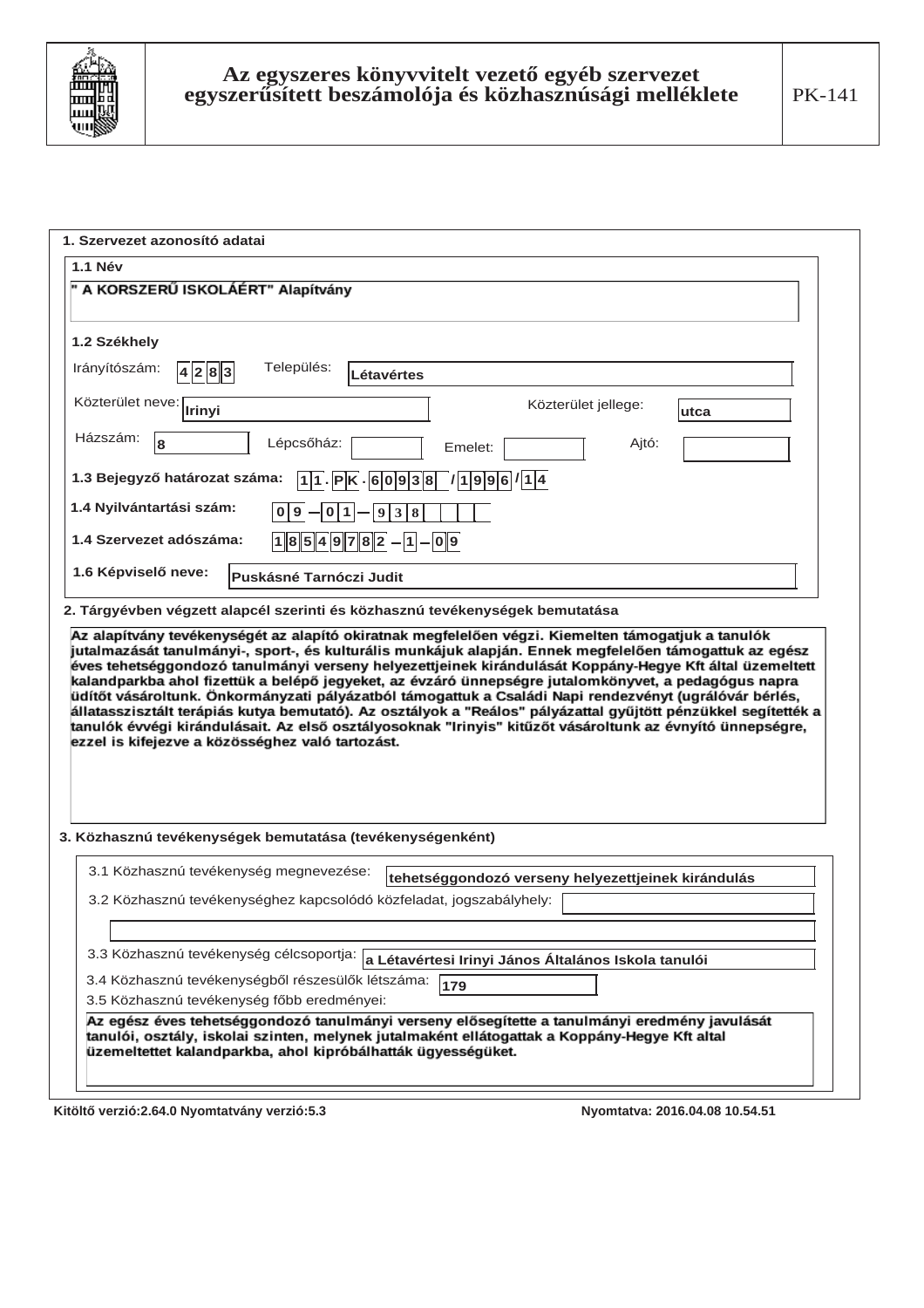# Az egyszeres könyvvitelt vezető egyéb szervezet egyszerűsített beszámolója és közhasznúsági melléklete

PK-141

## 1. Szervezet azonosító adatai

### 1.1 Név

" A KORSZERŰ ISKOLÁÉRT" Alapítvány

### 1.2 Székhely

Irányítószám: 4283

Település: Létavértes

Közterület neve: Irinyi

Közterület jellege: utca

Házszám: 8

Lépcsőház:

Emelet:

Ajtó:

**1.3 Bejegyző határozat száma:** 11.PK.60938/1996/14

**1.4 Nyilvántartási szám:** 09-01-938

**1.4 Szervezet adószáma:** 18549782-1-09

**1.6 Képviselő neve:** Puskásné Tarnóczi Judit

## 2. Tárgyévben végzett alapcél szerinti és közhasznú tevékenységek bemutatása

Az alapítvány tevékenységét az alapító okiratnak megfelelően végzi. Kiemelten támogatjuk a tanulók jutalmazását tanulmányi-, sport-, és kulturális munkájuk alapján. Ennek megfelelően támogattuk az egész éves tehetséggondozó tanulmányi verseny helyezettjeinek kirándulását Koppány-Hegye Kft által üzemeltett kalandparkba ahol fizettük a belépő jegyeket, az évzáró ünnepségre jutalomkönyvet, a pedagógus napra üdítőt vásároltunk. Önkormányzati pályázatból támogattuk a Családi Napi rendezvényt (ugrálóvár bérlés, állatasszisztált terápiás kutya bemutató). Az osztályok a "Reálos" pályázattal gyűjtött pénzükkel segítették a tanulók évvégi kirándulásait. Az első osztályosoknak "Irinyis" kitűzőt vásároltunk az évnyitó ünnepségre, ezzel is kifejezve a közösséghez való tartozást.

## 3. Közhasznú tevékenységek bemutatása (tevékenységenként)

3.1 Közhasznú tevékenység megnevezése: tehetséggondozó verseny helyezettjeinek kirándulás

3.2 Közhasznú tevékenységhez kapcsolódó közfeladat, jogszabályhely:

3.3 Közhasznú tevékenység célcsoportja: a Létavértesi Irinyi János Általános Iskola tanulói

3.4 Közhasznú tevékenységből részesülők létszáma: 179

3.5 Közhasznú tevékenység főbb eredményei:

Az egész éves tehetséggondozó tanulmányi verseny elősegítette a tanulmányi eredmény javulását tanulói, osztály, iskolai szinten, melynek jutalmaként ellátogattak a Koppány-Hegye Kft altal üzemeltettet kalandparkba, ahol kipróbálhatták ügyességüket.

Kitöltő verzió:2.64.0 Nyomtatvány verzió:5.3 Nyomtatva: 2016.04.08 10.54.51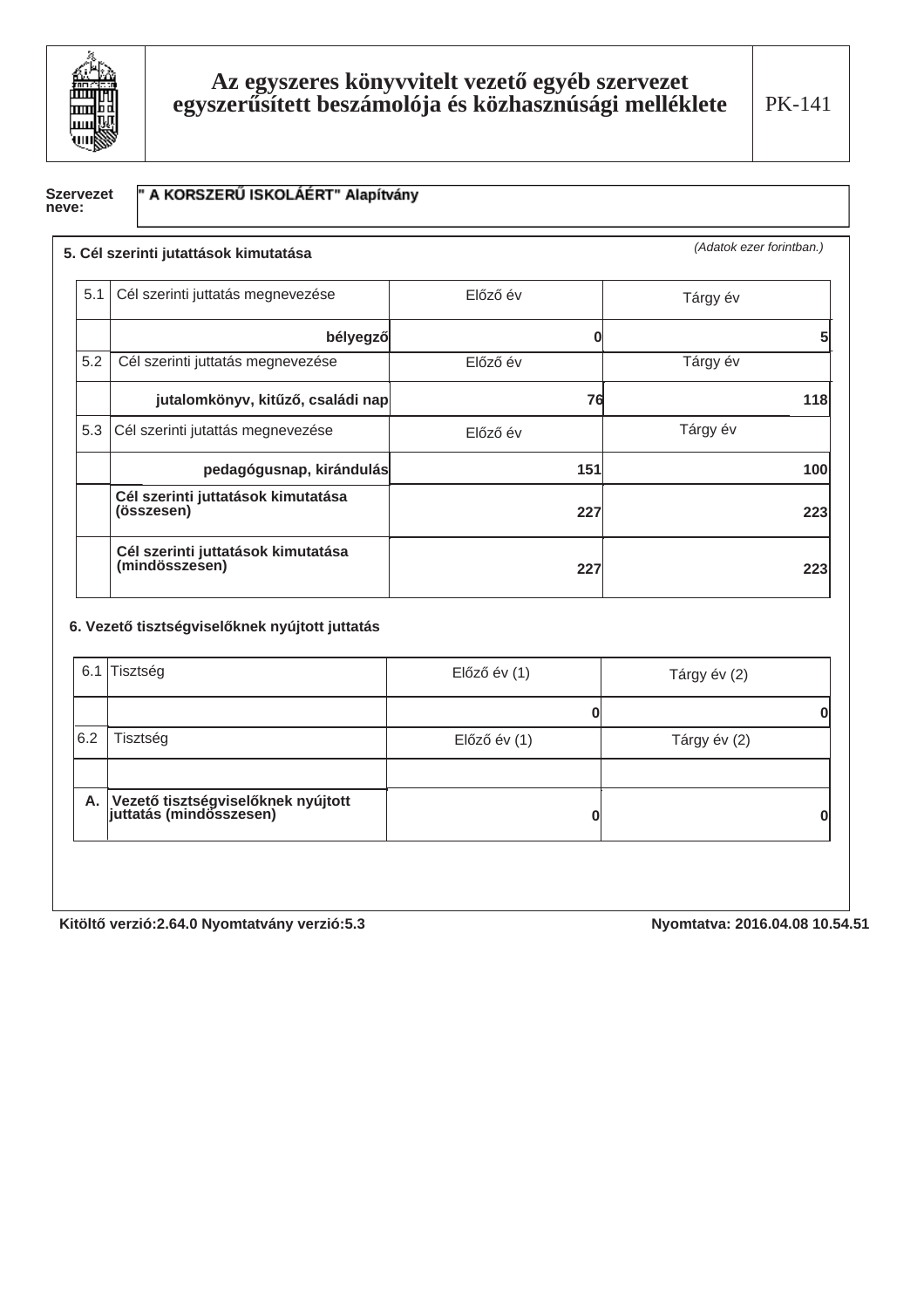# Az egyszeres könyvvitelt vezető egyéb szervezet egyszerűsített beszámolója és közhasznúsági melléklete

PK-141

**Szervezet neve:** " A KORSZERŰ ISKOLÁÉRT" Alapítvány

## 5. Cél szerinti jutattások kimutatása

*(Adatok ezer forintban.)*

| | | | |
|---|---|---|---|
| 5.1 | Cél szerinti juttatás megnevezése | Előző év | Tárgy év |
| | **bélyegző** | **0** | **5** |
| 5.2 | Cél szerinti juttatás megnevezése | Előző év | Tárgy év |
| | **jutalomkönyv, kitűző, családi nap** | **76** | **118** |
| 5.3 | Cél szerinti juttatás megnevezése | Előző év | Tárgy év |
| | **pedagógusnap, kirándulás** | **151** | **100** |
| | **Cél szerinti juttatások kimutatása (összesen)** | **227** | **223** |
| | **Cél szerinti juttatások kimutatása (mindösszesen)** | **227** | **223** |

## 6. Vezető tisztségviselőknek nyújtott juttatás

| | | | |
|---|---|---|---|
| 6.1 | Tisztség | Előző év (1) | Tárgy év (2) |
| | | **0** | **0** |
| 6.2 | Tisztség | Előző év (1) | Tárgy év (2) |
| | | | |
| **A.** | **Vezető tisztségviselőknek nyújtott juttatás (mindösszesen)** | **0** | **0** |

**Kitöltő verzió:2.64.0 Nyomtatvány verzió:5.3** **Nyomtatva: 2016.04.08 10.54.51**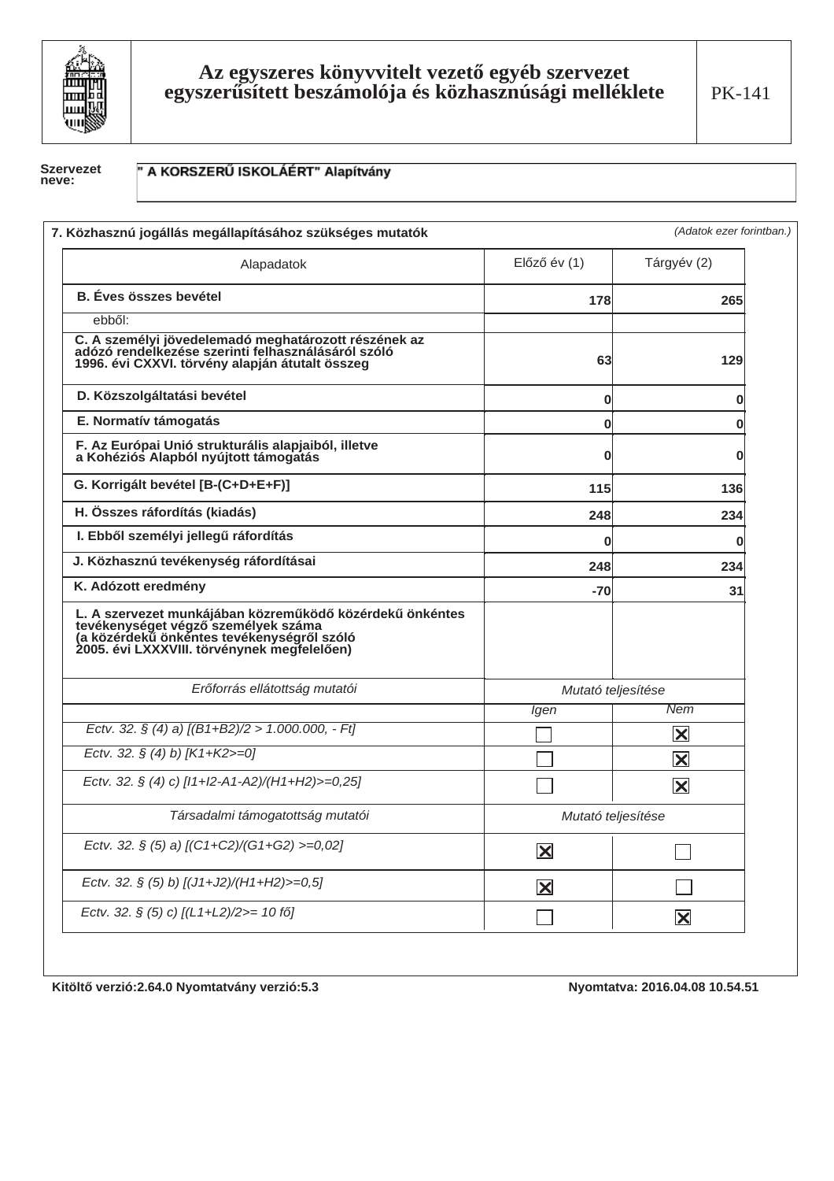# Az egyszeres könyvvitelt vezető egyéb szervezet egyszerűsített beszámolója és közhasznúsági melléklete

PK-141

**Szervezet neve:** " A KORSZERŰ ISKOLÁÉRT" Alapítvány

**7. Közhasznú jogállás megállapításához szükséges mutatók**

*(Adatok ezer forintban.)*

| Alapadatok | Előző év (1) | Tárgyév (2) |
|---|---|---|
| **B. Éves összes bevétel** | 178 | 265 |
| ebből: | | |
| **C. A személyi jövedelemadó meghatározott részének az adózó rendelkezése szerinti felhasználásáról szóló 1996. évi CXXVI. törvény alapján átutalt összeg** | 63 | 129 |
| **D. Közszolgáltatási bevétel** | 0 | 0 |
| **E. Normatív támogatás** | 0 | 0 |
| **F. Az Európai Unió strukturális alapjaiból, illetve a Kohéziós Alapból nyújtott támogatás** | 0 | 0 |
| **G. Korrigált bevétel [B-(C+D+E+F)]** | 115 | 136 |
| **H. Összes ráfordítás (kiadás)** | 248 | 234 |
| **I. Ebből személyi jellegű ráfordítás** | 0 | 0 |
| **J. Közhasznú tevékenység ráfordításai** | 248 | 234 |
| **K. Adózott eredmény** | -70 | 31 |
| **L. A szervezet munkájában közreműködő közérdekű önkéntes tevékenységet végző személyek száma (a közérdekű önkéntes tevékenységről szóló 2005. évi LXXXVIII. törvénynek megfelelően)** | | |

| *Erőforrás ellátottság mutatói* | *Mutató teljesítése* | |
|---|---|---|
| | *Igen* | *Nem* |
| *Ectv. 32. § (4) a) [(B1+B2)/2 > 1.000.000, - Ft]* | ☐ | ☒ |
| *Ectv. 32. § (4) b) [K1+K2>=0]* | ☐ | ☒ |
| *Ectv. 32. § (4) c) [I1+I2-A1-A2)/(H1+H2)>=0,25]* | ☐ | ☒ |

| *Társadalmi támogatottság mutatói* | *Mutató teljesítése* | |
|---|---|---|
| *Ectv. 32. § (5) a) [(C1+C2)/(G1+G2) >=0,02]* | ☒ | ☐ |
| *Ectv. 32. § (5) b) [(J1+J2)/(H1+H2)>=0,5]* | ☒ | ☐ |
| *Ectv. 32. § (5) c) [(L1+L2)/2>= 10 fő]* | ☐ | ☒ |

Kitöltő verzió:2.64.0 Nyomtatvány verzió:5.3 Nyomtatva: 2016.04.08 10.54.51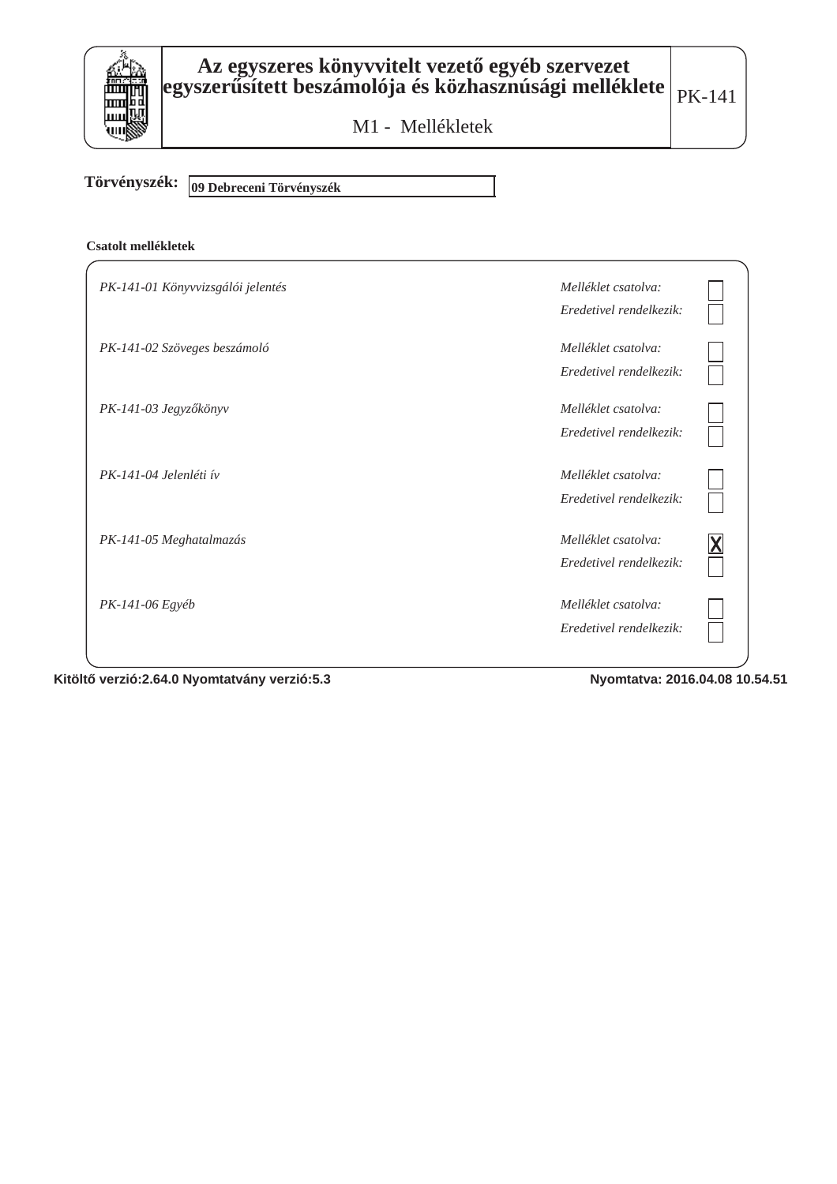# Az egyszeres könyvvitelt vezető egyéb szervezet egyszerűsített beszámolója és közhasznúsági melléklete

PK-141

M1 - Mellékletek

**Törvényszék:** **09 Debreceni Törvényszék**

**Csatolt mellékletek**

| | | |
|---|---|---|
| *PK-141-01 Könyvvizsgálói jelentés* | *Melléklet csatolva:* | [ ] |
| | *Eredetivel rendelkezik:* | [ ] |
| *PK-141-02 Szöveges beszámoló* | *Melléklet csatolva:* | [ ] |
| | *Eredetivel rendelkezik:* | [ ] |
| *PK-141-03 Jegyzőkönyv* | *Melléklet csatolva:* | [ ] |
| | *Eredetivel rendelkezik:* | [ ] |
| *PK-141-04 Jelenléti ív* | *Melléklet csatolva:* | [ ] |
| | *Eredetivel rendelkezik:* | [ ] |
| *PK-141-05 Meghatalmazás* | *Melléklet csatolva:* | [X] |
| | *Eredetivel rendelkezik:* | [ ] |
| *PK-141-06 Egyéb* | *Melléklet csatolva:* | [ ] |
| | *Eredetivel rendelkezik:* | [ ] |

**Kitöltő verzió:2.64.0 Nyomtatvány verzió:5.3** **Nyomtatva: 2016.04.08 10.54.51**